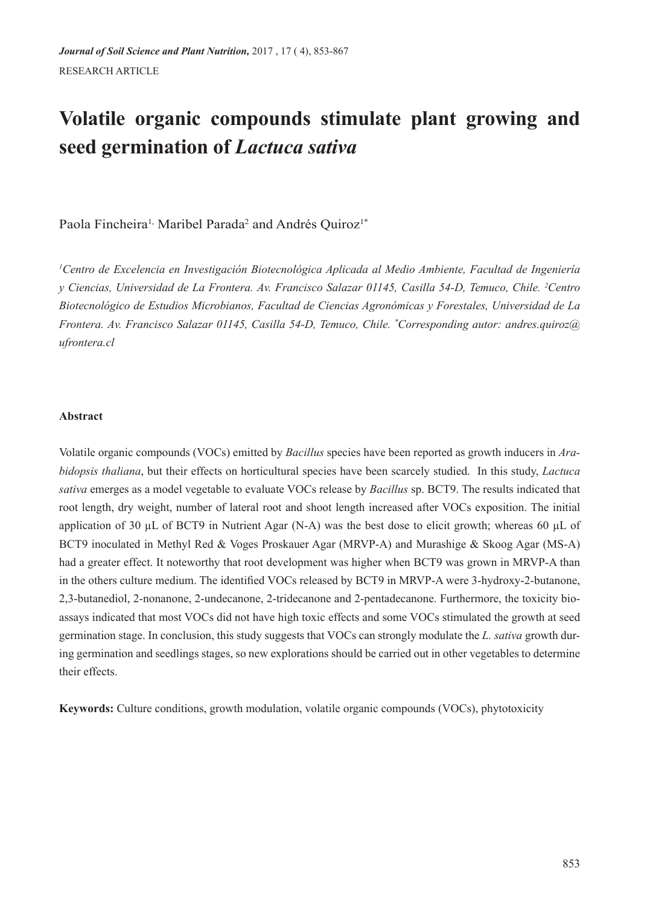RESEARCH ARTICLE

# Volatile organic compounds stimulate plant growing and seed germination of *Lactuca sativa*

Paola Fincheira[1], Maribel Parada[2] and Andrés Quiroz[1*]

[1]*Centro de Excelencia en Investigación Biotecnológica Aplicada al Medio Ambiente, Facultad de Ingeniería y Ciencias, Universidad de La Frontera. Av. Francisco Salazar 01145, Casilla 54-D, Temuco, Chile.* [2]*Centro Biotecnológico de Estudios Microbianos, Facultad de Ciencias Agronómicas y Forestales, Universidad de La Frontera. Av. Francisco Salazar 01145, Casilla 54-D, Temuco, Chile.* [*]*Corresponding autor: andres.quiroz@ufrontera.cl*

## Abstract

Volatile organic compounds (VOCs) emitted by *Bacillus* species have been reported as growth inducers in *Arabidopsis thaliana*, but their effects on horticultural species have been scarcely studied. In this study, *Lactuca sativa* emerges as a model vegetable to evaluate VOCs release by *Bacillus* sp. BCT9. The results indicated that root length, dry weight, number of lateral root and shoot length increased after VOCs exposition. The initial application of 30 µL of BCT9 in Nutrient Agar (N-A) was the best dose to elicit growth; whereas 60 µL of BCT9 inoculated in Methyl Red & Voges Proskauer Agar (MRVP-A) and Murashige & Skoog Agar (MS-A) had a greater effect. It noteworthy that root development was higher when BCT9 was grown in MRVP-A than in the others culture medium. The identified VOCs released by BCT9 in MRVP-A were 3-hydroxy-2-butanone, 2,3-butanediol, 2-nonanone, 2-undecanone, 2-tridecanone and 2-pentadecanone. Furthermore, the toxicity bioassays indicated that most VOCs did not have high toxic effects and some VOCs stimulated the growth at seed germination stage. In conclusion, this study suggests that VOCs can strongly modulate the *L. sativa* growth during germination and seedlings stages, so new explorations should be carried out in other vegetables to determine their effects.

**Keywords:** Culture conditions, growth modulation, volatile organic compounds (VOCs), phytotoxicity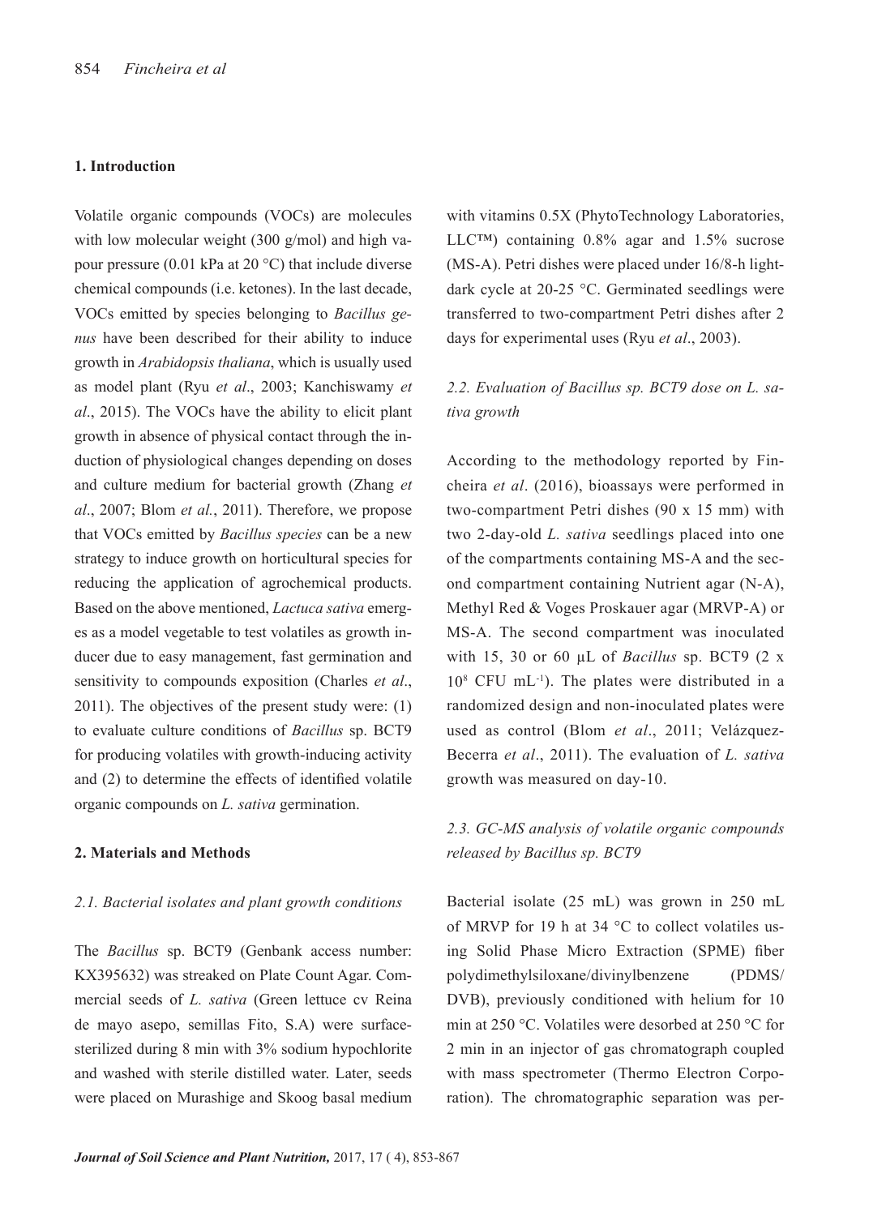## 1. Introduction

Volatile organic compounds (VOCs) are molecules with low molecular weight (300 g/mol) and high vapour pressure (0.01 kPa at 20 °C) that include diverse chemical compounds (i.e. ketones). In the last decade, VOCs emitted by species belonging to *Bacillus genus* have been described for their ability to induce growth in *Arabidopsis thaliana*, which is usually used as model plant (Ryu *et al*., 2003; Kanchiswamy *et al*., 2015). The VOCs have the ability to elicit plant growth in absence of physical contact through the induction of physiological changes depending on doses and culture medium for bacterial growth (Zhang *et al*., 2007; Blom *et al.*, 2011). Therefore, we propose that VOCs emitted by *Bacillus species* can be a new strategy to induce growth on horticultural species for reducing the application of agrochemical products. Based on the above mentioned, *Lactuca sativa* emerges as a model vegetable to test volatiles as growth inducer due to easy management, fast germination and sensitivity to compounds exposition (Charles *et al*., 2011). The objectives of the present study were: (1) to evaluate culture conditions of *Bacillus* sp. BCT9 for producing volatiles with growth-inducing activity and (2) to determine the effects of identified volatile organic compounds on *L. sativa* germination.

## 2. Materials and Methods

### *2.1. Bacterial isolates and plant growth conditions*

The *Bacillus* sp. BCT9 (Genbank access number: KX395632) was streaked on Plate Count Agar. Commercial seeds of *L. sativa* (Green lettuce cv Reina de mayo asepo, semillas Fito, S.A) were surface-sterilized during 8 min with 3% sodium hypochlorite and washed with sterile distilled water. Later, seeds were placed on Murashige and Skoog basal medium with vitamins 0.5X (PhytoTechnology Laboratories, LLC™) containing 0.8% agar and 1.5% sucrose (MS-A). Petri dishes were placed under 16/8-h light-dark cycle at 20-25 °C. Germinated seedlings were transferred to two-compartment Petri dishes after 2 days for experimental uses (Ryu *et al*., 2003).

### *2.2. Evaluation of Bacillus sp. BCT9 dose on L. sativa growth*

According to the methodology reported by Fincheira *et al*. (2016), bioassays were performed in two-compartment Petri dishes (90 x 15 mm) with two 2-day-old *L. sativa* seedlings placed into one of the compartments containing MS-A and the second compartment containing Nutrient agar (N-A), Methyl Red & Voges Proskauer agar (MRVP-A) or MS-A. The second compartment was inoculated with 15, 30 or 60 µL of *Bacillus* sp. BCT9 (2 x $10^8$ CFU $mL^{-1}$). The plates were distributed in a randomized design and non-inoculated plates were used as control (Blom *et al*., 2011; Velázquez-Becerra *et al*., 2011). The evaluation of *L. sativa* growth was measured on day-10.

### *2.3. GC-MS analysis of volatile organic compounds released by Bacillus sp. BCT9*

Bacterial isolate (25 mL) was grown in 250 mL of MRVP for 19 h at 34 °C to collect volatiles using Solid Phase Micro Extraction (SPME) fiber polydimethylsiloxane/divinylbenzene (PDMS/DVB), previously conditioned with helium for 10 min at 250 °C. Volatiles were desorbed at 250 °C for 2 min in an injector of gas chromatograph coupled with mass spectrometer (Thermo Electron Corporation). The chromatographic separation was per-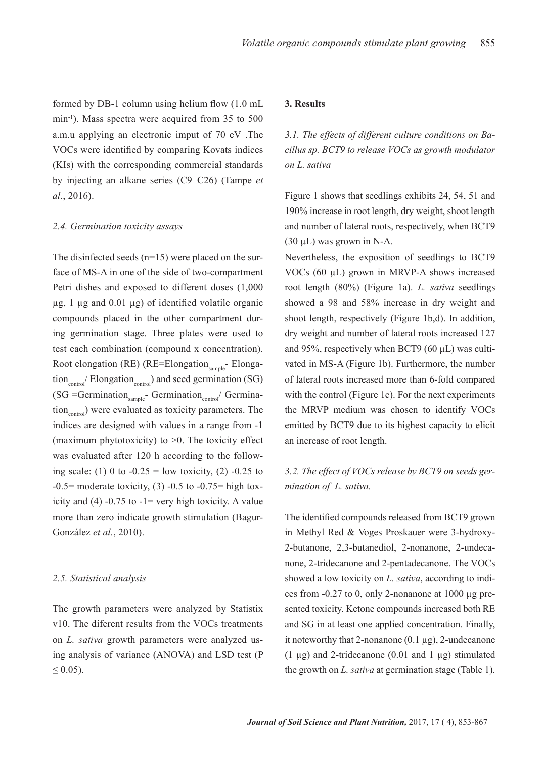formed by DB-1 column using helium flow (1.0 mL min$^{-1}$). Mass spectra were acquired from 35 to 500 a.m.u applying an electronic imput of 70 eV .The VOCs were identified by comparing Kovats indices (KIs) with the corresponding commercial standards by injecting an alkane series (C9–C26) (Tampe *et al.*, 2016).

### *2.4. Germination toxicity assays*

The disinfected seeds (n=15) were placed on the surface of MS-A in one of the side of two-compartment Petri dishes and exposed to different doses (1,000 µg, 1 µg and 0.01 µg) of identified volatile organic compounds placed in the other compartment during germination stage. Three plates were used to test each combination (compound x concentration). Root elongation (RE) (RE=$Elongation_{sample}$- $Elongation_{control}$/ $Elongation_{control}$) and seed germination (SG) (SG =$Germination_{sample}$- $Germination_{control}$/ $Germination_{control}$) were evaluated as toxicity parameters. The indices are designed with values in a range from -1 (maximum phytotoxicity) to >0. The toxicity effect was evaluated after 120 h according to the following scale: (1) 0 to -0.25 = low toxicity, (2) -0.25 to -0.5= moderate toxicity, (3) -0.5 to -0.75= high toxicity and (4) -0.75 to -1= very high toxicity. A value more than zero indicate growth stimulation (Bagur-González *et al.*, 2010).

### *2.5. Statistical analysis*

The growth parameters were analyzed by Statistix v10. The diferent results from the VOCs treatments on *L. sativa* growth parameters were analyzed using analysis of variance (ANOVA) and LSD test ($P \leq 0.05$).

## 3. Results

### *3.1. The effects of different culture conditions on Bacillus sp. BCT9 to release VOCs as growth modulator on L. sativa*

Figure 1 shows that seedlings exhibits 24, 54, 51 and 190% increase in root length, dry weight, shoot length and number of lateral roots, respectively, when BCT9 (30 µL) was grown in N-A.

Nevertheless, the exposition of seedlings to BCT9 VOCs (60 µL) grown in MRVP-A shows increased root length (80%) (Figure 1a). *L. sativa* seedlings showed a 98 and 58% increase in dry weight and shoot length, respectively (Figure 1b,d). In addition, dry weight and number of lateral roots increased 127 and 95%, respectively when BCT9 (60 µL) was cultivated in MS-A (Figure 1b). Furthermore, the number of lateral roots increased more than 6-fold compared with the control (Figure 1c). For the next experiments the MRVP medium was chosen to identify VOCs emitted by BCT9 due to its highest capacity to elicit an increase of root length.

### *3.2. The effect of VOCs release by BCT9 on seeds germination of L. sativa.*

The identified compounds released from BCT9 grown in Methyl Red & Voges Proskauer were 3-hydroxy-2-butanone, 2,3-butanediol, 2-nonanone, 2-undecanone, 2-tridecanone and 2-pentadecanone. The VOCs showed a low toxicity on *L. sativa*, according to indices from -0.27 to 0, only 2-nonanone at 1000 µg presented toxicity. Ketone compounds increased both RE and SG in at least one applied concentration. Finally, it noteworthy that 2-nonanone (0.1 µg), 2-undecanone (1 µg) and 2-tridecanone (0.01 and 1 µg) stimulated the growth on *L. sativa* at germination stage (Table 1).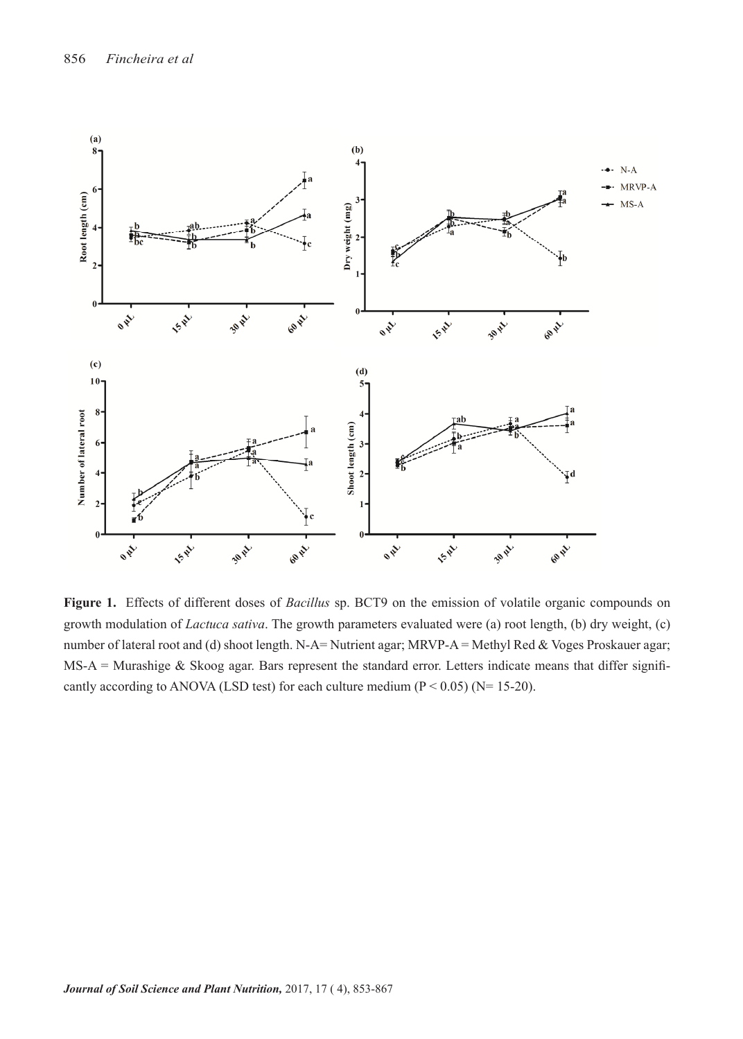**Figure 1.** Effects of different doses of *Bacillus* sp. BCT9 on the emission of volatile organic compounds on growth modulation of *Lactuca sativa*. The growth parameters evaluated were (a) root length, (b) dry weight, (c) number of lateral root and (d) shoot length. N-A= Nutrient agar; MRVP-A = Methyl Red & Voges Proskauer agar; MS-A = Murashige & Skoog agar. Bars represent the standard error. Letters indicate means that differ significantly according to ANOVA (LSD test) for each culture medium ($P < 0.05$) (N= 15-20).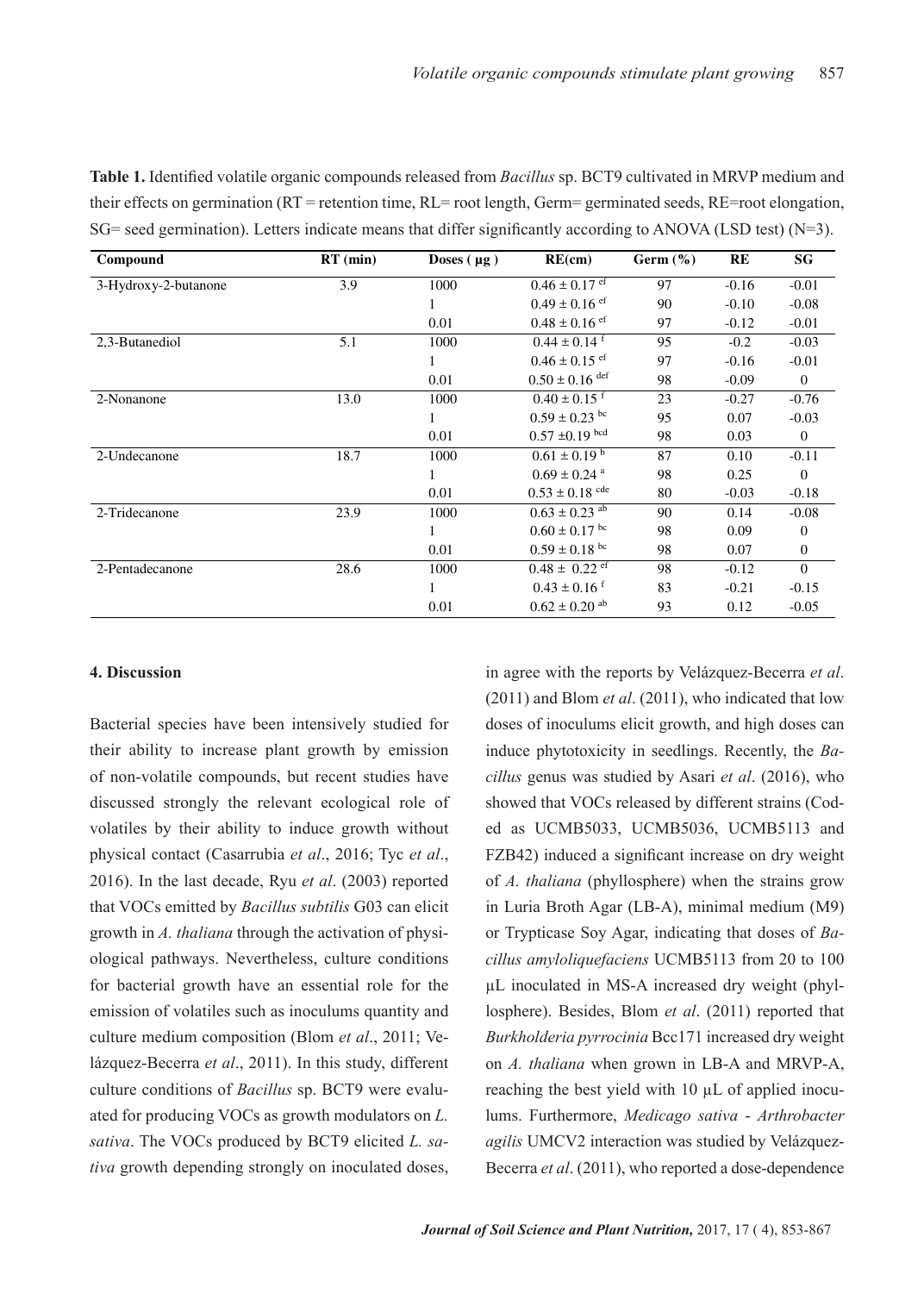**Table 1.** Identified volatile organic compounds released from *Bacillus* sp. BCT9 cultivated in MRVP medium and their effects on germination (RT = retention time, RL= root length, Germ= germinated seeds, RE=root elongation, SG= seed germination). Letters indicate means that differ significantly according to ANOVA (LSD test) (N=3).

| Compound | RT (min) | Doses ( μg ) | RE(cm) | Germ (%) | RE | SG |
|---|---|---|---|---|---|---|
| 3-Hydroxy-2-butanone | 3.9 | 1000 | $0.46 \pm 0.17^{ef}$ | 97 | -0.16 | -0.01 |
| | | 1 | $0.49 \pm 0.16^{ef}$ | 90 | -0.10 | -0.08 |
| | | 0.01 | $0.48 \pm 0.16^{ef}$ | 97 | -0.12 | -0.01 |
| 2,3-Butanediol | 5.1 | 1000 | $0.44 \pm 0.14^{f}$ | 95 | -0.2 | -0.03 |
| | | 1 | $0.46 \pm 0.15^{ef}$ | 97 | -0.16 | -0.01 |
| | | 0.01 | $0.50 \pm 0.16^{def}$ | 98 | -0.09 | 0 |
| 2-Nonanone | 13.0 | 1000 | $0.40 \pm 0.15^{f}$ | 23 | -0.27 | -0.76 |
| | | 1 | $0.59 \pm 0.23^{bc}$ | 95 | 0.07 | -0.03 |
| | | 0.01 | $0.57 \pm 0.19^{bcd}$ | 98 | 0.03 | 0 |
| 2-Undecanone | 18.7 | 1000 | $0.61 \pm 0.19^{b}$ | 87 | 0.10 | -0.11 |
| | | 1 | $0.69 \pm 0.24^{a}$ | 98 | 0.25 | 0 |
| | | 0.01 | $0.53 \pm 0.18^{cde}$ | 80 | -0.03 | -0.18 |
| 2-Tridecanone | 23.9 | 1000 | $0.63 \pm 0.23^{ab}$ | 90 | 0.14 | -0.08 |
| | | 1 | $0.60 \pm 0.17^{bc}$ | 98 | 0.09 | 0 |
| | | 0.01 | $0.59 \pm 0.18^{bc}$ | 98 | 0.07 | 0 |
| 2-Pentadecanone | 28.6 | 1000 | $0.48 \pm 0.22^{ef}$ | 98 | -0.12 | 0 |
| | | 1 | $0.43 \pm 0.16^{f}$ | 83 | -0.21 | -0.15 |
| | | 0.01 | $0.62 \pm 0.20^{ab}$ | 93 | 0.12 | -0.05 |

#### 4. Discussion

Bacterial species have been intensively studied for their ability to increase plant growth by emission of non-volatile compounds, but recent studies have discussed strongly the relevant ecological role of volatiles by their ability to induce growth without physical contact (Casarrubia *et al*., 2016; Tyc *et al*., 2016). In the last decade, Ryu *et al*. (2003) reported that VOCs emitted by *Bacillus subtilis* G03 can elicit growth in *A. thaliana* through the activation of physiological pathways. Nevertheless, culture conditions for bacterial growth have an essential role for the emission of volatiles such as inoculums quantity and culture medium composition (Blom *et al*., 2011; Velázquez-Becerra *et al*., 2011). In this study, different culture conditions of *Bacillus* sp. BCT9 were evaluated for producing VOCs as growth modulators on *L. sativa*. The VOCs produced by BCT9 elicited *L. sativa* growth depending strongly on inoculated doses, in agree with the reports by Velázquez-Becerra *et al*. (2011) and Blom *et al*. (2011), who indicated that low doses of inoculums elicit growth, and high doses can induce phytotoxicity in seedlings. Recently, the *Bacillus* genus was studied by Asari *et al*. (2016), who showed that VOCs released by different strains (Coded as UCMB5033, UCMB5036, UCMB5113 and FZB42) induced a significant increase on dry weight of *A. thaliana* (phyllosphere) when the strains grow in Luria Broth Agar (LB-A), minimal medium (M9) or Trypticase Soy Agar, indicating that doses of *Bacillus amyloliquefaciens* UCMB5113 from 20 to 100 μL inoculated in MS-A increased dry weight (phyllosphere). Besides, Blom *et al*. (2011) reported that *Burkholderia pyrrocinia* Bcc171 increased dry weight on *A. thaliana* when grown in LB-A and MRVP-A, reaching the best yield with 10 μL of applied inoculums. Furthermore, *Medicago sativa* - *Arthrobacter agilis* UMCV2 interaction was studied by Velázquez-Becerra *et al*. (2011), who reported a dose-dependence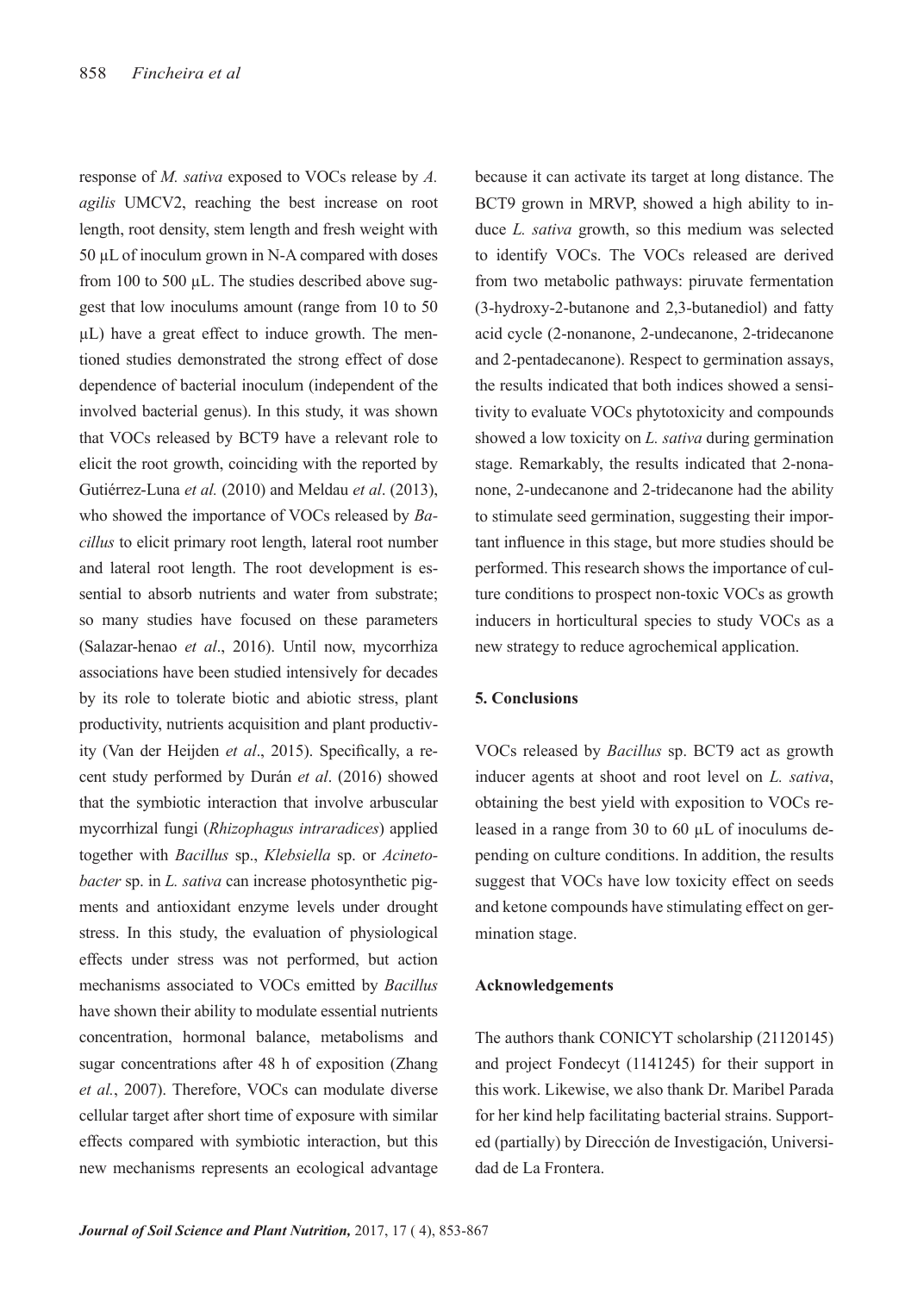response of *M. sativa* exposed to VOCs release by *A. agilis* UMCV2, reaching the best increase on root length, root density, stem length and fresh weight with 50 μL of inoculum grown in N-A compared with doses from 100 to 500 μL. The studies described above suggest that low inoculums amount (range from 10 to 50 μL) have a great effect to induce growth. The mentioned studies demonstrated the strong effect of dose dependence of bacterial inoculum (independent of the involved bacterial genus). In this study, it was shown that VOCs released by BCT9 have a relevant role to elicit the root growth, coinciding with the reported by Gutiérrez-Luna *et al.* (2010) and Meldau *et al*. (2013), who showed the importance of VOCs released by *Bacillus* to elicit primary root length, lateral root number and lateral root length. The root development is essential to absorb nutrients and water from substrate; so many studies have focused on these parameters (Salazar-henao *et al*., 2016). Until now, mycorrhiza associations have been studied intensively for decades by its role to tolerate biotic and abiotic stress, plant productivity, nutrients acquisition and plant productivity (Van der Heijden *et al*., 2015). Specifically, a recent study performed by Durán *et al*. (2016) showed that the symbiotic interaction that involve arbuscular mycorrhizal fungi (*Rhizophagus intraradices*) applied together with *Bacillus* sp., *Klebsiella* sp. or *Acinetobacter* sp. in *L. sativa* can increase photosynthetic pigments and antioxidant enzyme levels under drought stress. In this study, the evaluation of physiological effects under stress was not performed, but action mechanisms associated to VOCs emitted by *Bacillus* have shown their ability to modulate essential nutrients concentration, hormonal balance, metabolisms and sugar concentrations after 48 h of exposition (Zhang *et al.*, 2007). Therefore, VOCs can modulate diverse cellular target after short time of exposure with similar effects compared with symbiotic interaction, but this new mechanisms represents an ecological advantage because it can activate its target at long distance. The BCT9 grown in MRVP, showed a high ability to induce *L. sativa* growth, so this medium was selected to identify VOCs. The VOCs released are derived from two metabolic pathways: piruvate fermentation (3-hydroxy-2-butanone and 2,3-butanediol) and fatty acid cycle (2-nonanone, 2-undecanone, 2-tridecanone and 2-pentadecanone). Respect to germination assays, the results indicated that both indices showed a sensitivity to evaluate VOCs phytotoxicity and compounds showed a low toxicity on *L. sativa* during germination stage. Remarkably, the results indicated that 2-nonanone, 2-undecanone and 2-tridecanone had the ability to stimulate seed germination, suggesting their important influence in this stage, but more studies should be performed. This research shows the importance of culture conditions to prospect non-toxic VOCs as growth inducers in horticultural species to study VOCs as a new strategy to reduce agrochemical application.

## 5. Conclusions

VOCs released by *Bacillus* sp. BCT9 act as growth inducer agents at shoot and root level on *L. sativa*, obtaining the best yield with exposition to VOCs released in a range from 30 to 60 μL of inoculums depending on culture conditions. In addition, the results suggest that VOCs have low toxicity effect on seeds and ketone compounds have stimulating effect on germination stage.

## Acknowledgements

The authors thank CONICYT scholarship (21120145) and project Fondecyt (1141245) for their support in this work. Likewise, we also thank Dr. Maribel Parada for her kind help facilitating bacterial strains. Supported (partially) by Dirección de Investigación, Universidad de La Frontera.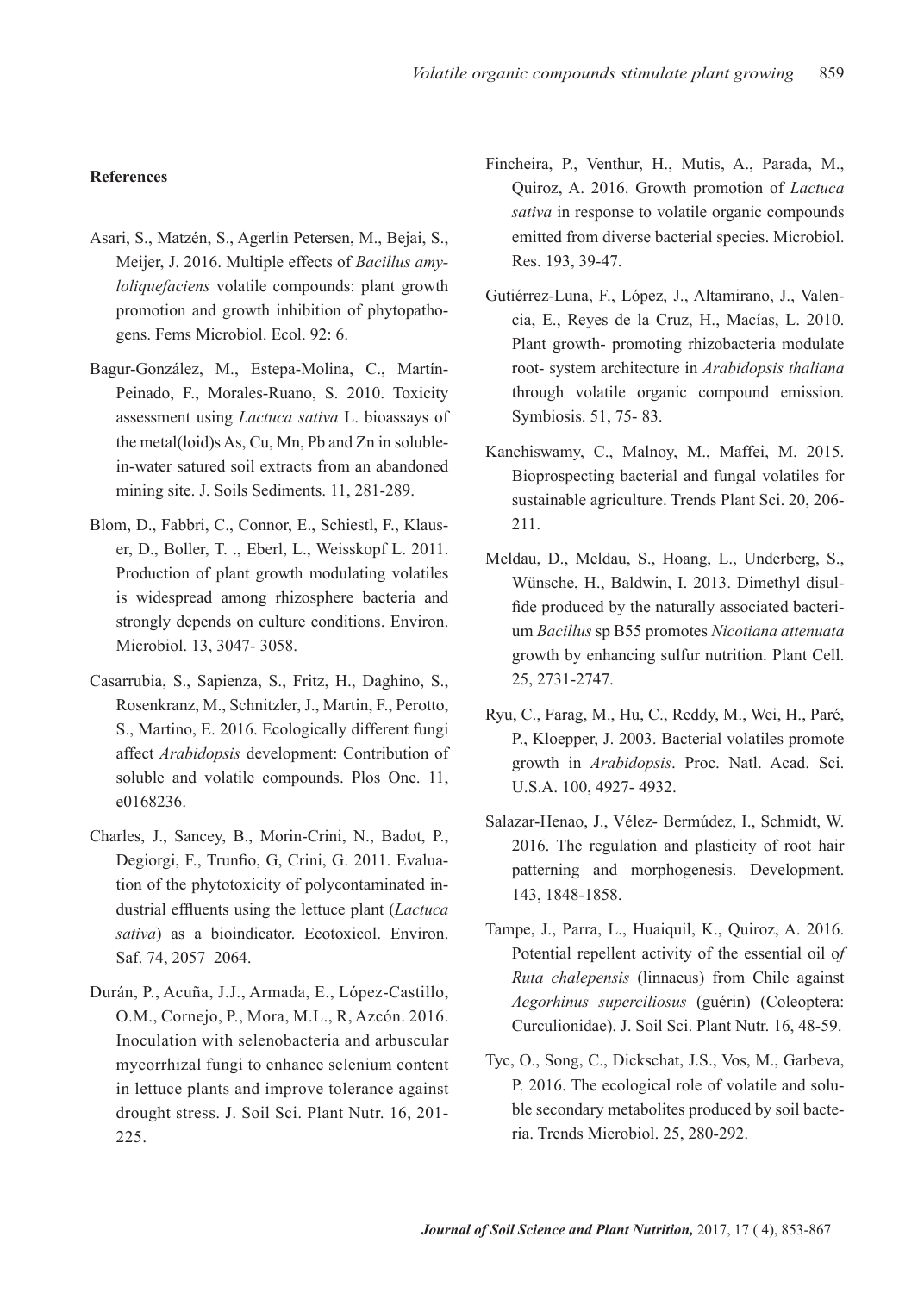**References**

Asari, S., Matzén, S., Agerlin Petersen, M., Bejai, S., Meijer, J. 2016. Multiple effects of *Bacillus amyloliquefaciens* volatile compounds: plant growth promotion and growth inhibition of phytopathogens. Fems Microbiol. Ecol. 92: 6.

Bagur-González, M., Estepa-Molina, C., Martín-Peinado, F., Morales-Ruano, S. 2010. Toxicity assessment using *Lactuca sativa* L. bioassays of the metal(loid)s As, Cu, Mn, Pb and Zn in soluble-in-water satured soil extracts from an abandoned mining site. J. Soils Sediments. 11, 281-289.

Blom, D., Fabbri, C., Connor, E., Schiestl, F., Klauser, D., Boller, T. ., Eberl, L., Weisskopf L. 2011. Production of plant growth modulating volatiles is widespread among rhizosphere bacteria and strongly depends on culture conditions. Environ. Microbiol. 13, 3047- 3058.

Casarrubia, S., Sapienza, S., Fritz, H., Daghino, S., Rosenkranz, M., Schnitzler, J., Martin, F., Perotto, S., Martino, E. 2016. Ecologically different fungi affect *Arabidopsis* development: Contribution of soluble and volatile compounds. Plos One. 11, e0168236.

Charles, J., Sancey, B., Morin-Crini, N., Badot, P., Degiorgi, F., Trunfio, G, Crini, G. 2011. Evaluation of the phytotoxicity of polycontaminated industrial effluents using the lettuce plant (*Lactuca sativa*) as a bioindicator. Ecotoxicol. Environ. Saf. 74, 2057–2064.

Durán, P., Acuña, J.J., Armada, E., López-Castillo, O.M., Cornejo, P., Mora, M.L., R, Azcón. 2016. Inoculation with selenobacteria and arbuscular mycorrhizal fungi to enhance selenium content in lettuce plants and improve tolerance against drought stress. J. Soil Sci. Plant Nutr. 16, 201-225.

Fincheira, P., Venthur, H., Mutis, A., Parada, M., Quiroz, A. 2016. Growth promotion of *Lactuca sativa* in response to volatile organic compounds emitted from diverse bacterial species. Microbiol. Res. 193, 39-47.

Gutiérrez-Luna, F., López, J., Altamirano, J., Valencia, E., Reyes de la Cruz, H., Macías, L. 2010. Plant growth- promoting rhizobacteria modulate root- system architecture in *Arabidopsis thaliana* through volatile organic compound emission. Symbiosis. 51, 75- 83.

Kanchiswamy, C., Malnoy, M., Maffei, M. 2015. Bioprospecting bacterial and fungal volatiles for sustainable agriculture. Trends Plant Sci. 20, 206-211.

Meldau, D., Meldau, S., Hoang, L., Underberg, S., Wünsche, H., Baldwin, I. 2013. Dimethyl disulfide produced by the naturally associated bacterium *Bacillus* sp B55 promotes *Nicotiana attenuata* growth by enhancing sulfur nutrition. Plant Cell. 25, 2731-2747.

Ryu, C., Farag, M., Hu, C., Reddy, M., Wei, H., Paré, P., Kloepper, J. 2003. Bacterial volatiles promote growth in *Arabidopsis*. Proc. Natl. Acad. Sci. U.S.A. 100, 4927- 4932.

Salazar-Henao, J., Vélez- Bermúdez, I., Schmidt, W. 2016. The regulation and plasticity of root hair patterning and morphogenesis. Development. 143, 1848-1858.

Tampe, J., Parra, L., Huaiquil, K., Quiroz, A. 2016. Potential repellent activity of the essential oil o*f Ruta chalepensis* (linnaeus) from Chile against *Aegorhinus superciliosus* (guérin) (Coleoptera: Curculionidae). J. Soil Sci. Plant Nutr. 16, 48-59.

Tyc, O., Song, C., Dickschat, J.S., Vos, M., Garbeva, P. 2016. The ecological role of volatile and soluble secondary metabolites produced by soil bacteria. Trends Microbiol. 25, 280-292.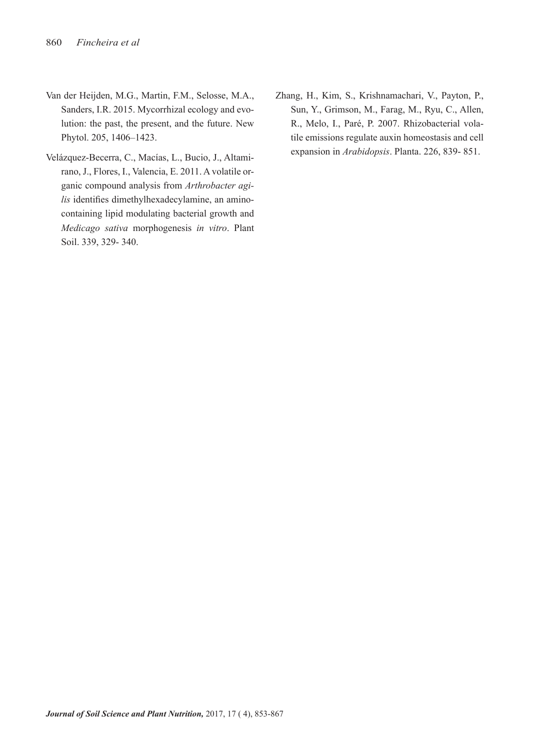Van der Heijden, M.G., Martin, F.M., Selosse, M.A., Sanders, I.R. 2015. Mycorrhizal ecology and evolution: the past, the present, and the future. New Phytol. 205, 1406–1423.

Velázquez-Becerra, C., Macías, L., Bucio, J., Altamirano, J., Flores, I., Valencia, E. 2011. A volatile organic compound analysis from *Arthrobacter agilis* identifies dimethylhexadecylamine, an amino-containing lipid modulating bacterial growth and *Medicago sativa* morphogenesis *in vitro*. Plant Soil. 339, 329- 340.

Zhang, H., Kim, S., Krishnamachari, V., Payton, P., Sun, Y., Grimson, M., Farag, M., Ryu, C., Allen, R., Melo, I., Paré, P. 2007. Rhizobacterial volatile emissions regulate auxin homeostasis and cell expansion in *Arabidopsis*. Planta. 226, 839- 851.